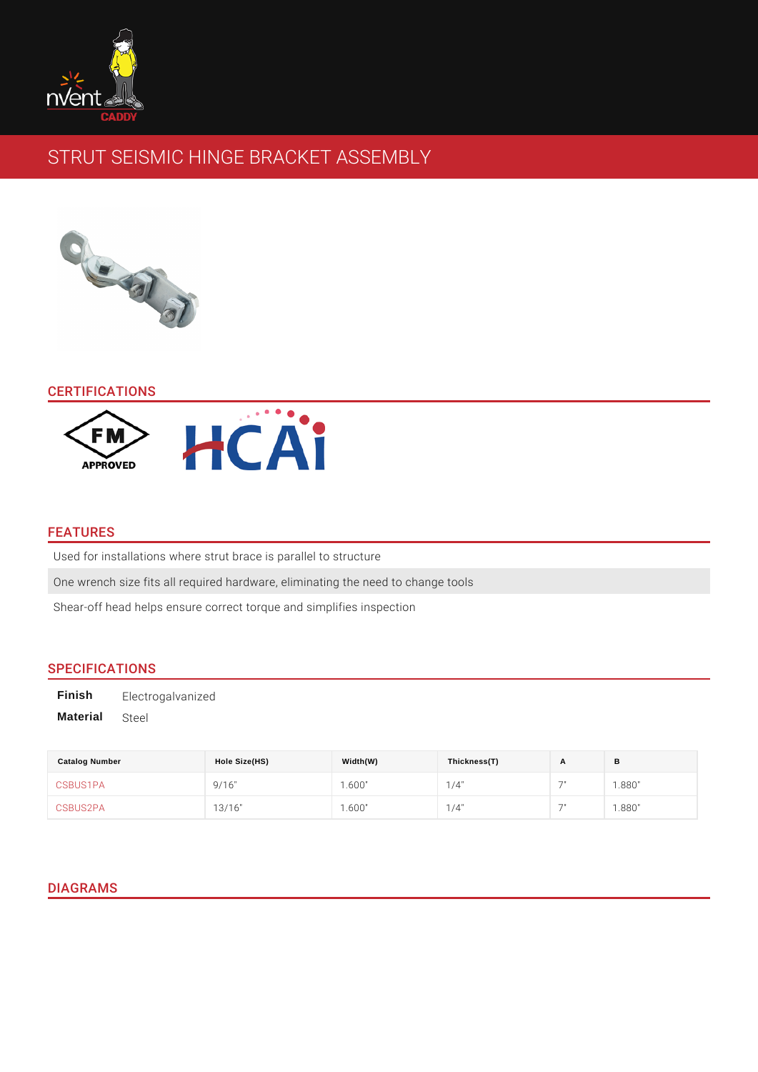# STRUT SEISMIC HINGE BRACKET ASSEMBLY

## CERTIFICATIONS

## FEATURES

Used for installations where strut brace is parallel to structure

One wrench size fits all required hardware, eliminating the need to change tools

Shear-off head helps ensure correct torque and simplifies inspection

## SPECIFICATIONS

**Finish** Electrogalvanized

**Material** Steel

| Catalog Number | Hole Size(HS) | Width(W) | Thickness(T) | A | B |
|---|---|---|---|---|---|
| CSBUS1PA | 9/16" | 1.600" | 1/4" | 7" | 1.880" |
| CSBUS2PA | 13/16" | 1.600" | 1/4" | 7" | 1.880" |

## DIAGRAMS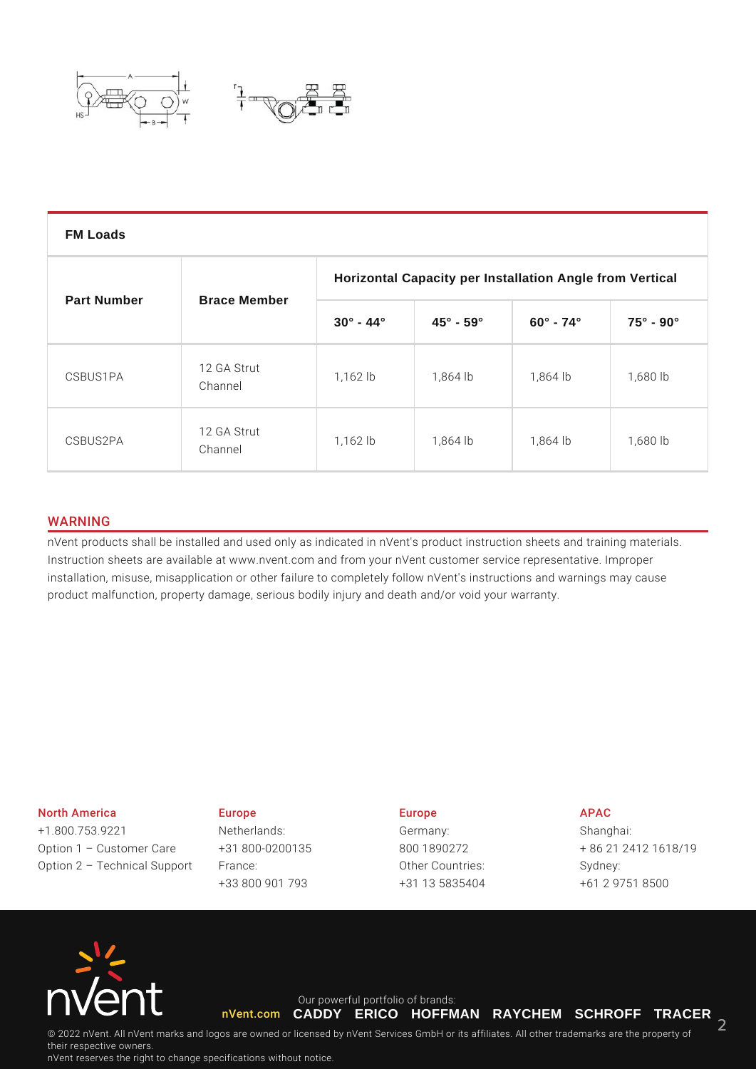## FM Loads

| Part Number | Brace Member | Horizontal Capacity per Installation Angle from Vertical | | | |
|---|---|---|---|---|---|
| | | 30° - 44° | 45° - 59° | 60° - 74° | 75° - 90° |
| CSBUS1PA | 12 GA Strut Channel | 1,162 lb | 1,864 lb | 1,864 lb | 1,680 lb |
| CSBUS2PA | 12 GA Strut Channel | 1,162 lb | 1,864 lb | 1,864 lb | 1,680 lb |

## WARNING

nVent products shall be installed and used only as indicated in nVent's product instruction sheets and training materials. Instruction sheets are available at www.nvent.com and from your nVent customer service representative. Improper installation, misuse, misapplication or other failure to completely follow nVent's instructions and warnings may cause product malfunction, property damage, serious bodily injury and death and/or void your warranty.

**North America**
+1.800.753.9221
Option 1 – Customer Care
Option 2 – Technical Support

**Europe**
Netherlands:
+31 800-0200135
France:
+33 800 901 793

**Europe**
Germany:
800 1890272
Other Countries:
+31 13 5835404

**APAC**
Shanghai:
+ 86 21 2412 1618/19
Sydney:
+61 2 9751 8500

Our powerful portfolio of brands:
nVent.com CADDY ERICO HOFFMAN RAYCHEM SCHROFF TRACER

© 2022 nVent. All nVent marks and logos are owned or licensed by nVent Services GmbH or its affiliates. All other trademarks are the property of their respective owners.
nVent reserves the right to change specifications without notice.